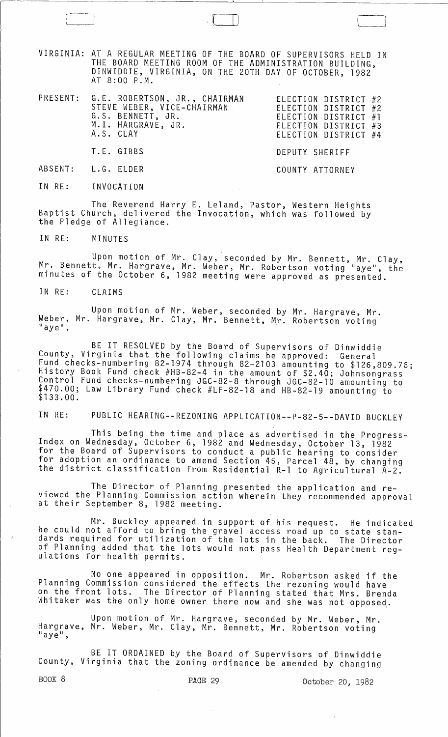VIRGINIA: AT A REGULAR MEETING OF THE BOARD OF SUPERVISORS HELD IN THE BOARD MEETING ROOM OF THE ADMINISTRATION BUILDING, DINWIDDIE, VIRGINIA, ON THE 20TH DAY OF OCTOBER, 1982 AT 8:00 P.M.

| | | |
|---|---|---|
| PRESENT: | G.E. ROBERTSON, JR., CHAIRMAN | ELECTION DISTRICT #2 |
| | STEVE WEBER, VICE-CHAIRMAN | ELECTION DISTRICT #2 |
| | G.S. BENNETT, JR. | ELECTION DISTRICT #1 |
| | M.I. HARGRAVE, JR. | ELECTION DISTRICT #3 |
| | A.S. CLAY | ELECTION DISTRICT #4 |
| | T.E. GIBBS | DEPUTY SHERIFF |
| ABSENT: | L.G. ELDER | COUNTY ATTORNEY |

IN RE: INVOCATION

The Reverend Harry E. Leland, Pastor, Western Heights Baptist Church, delivered the Invocation, which was followed by the Pledge of Allegiance.

IN RE: MINUTES

Upon motion of Mr. Clay, seconded by Mr. Bennett, Mr. Clay, Mr. Bennett, Mr. Hargrave, Mr. Weber, Mr. Robertson voting "aye", the minutes of the October 6, 1982 meeting were approved as presented.

IN RE: CLAIMS

Upon motion of Mr. Weber, seconded by Mr. Hargrave, Mr. Weber, Mr. Hargrave, Mr. Clay, Mr. Bennett, Mr. Robertson voting "aye",

BE IT RESOLVED by the Board of Supervisors of Dinwiddie County, Virginia that the following claims be approved: General Fund checks-numbering 82-1974 through 82-2103 amounting to $126,809.76; History Book Fund check #HB-82-4 in the amount of $2.40; Johnsongrass Control Fund checks-numbering JGC-82-8 through JGC-82-10 amounting to $470.00; Law Library Fund check #LF-82-18 and HB-82-19 amounting to $133.00.

IN RE: PUBLIC HEARING--REZONING APPLICATION--P-82-5--DAVID BUCKLEY

This being the time and place as advertised in the Progress-Index on Wednesday, October 6, 1982 and Wednesday, October 13, 1982 for the Board of Supervisors to conduct a public hearing to consider for adoption an ordinance to amend Section 45, Parcel 48, by changing the district classification from Residential R-1 to Agricultural A-2.

The Director of Planning presented the application and reviewed the Planning Commission action wherein they recommended approval at their September 8, 1982 meeting.

Mr. Buckley appeared in support of his request. He indicated he could not afford to bring the gravel access road up to state standards required for utilization of the lots in the back. The Director of Planning added that the lots would not pass Health Department regulations for health permits.

No one appeared in opposition. Mr. Robertson asked if the Planning Commission considered the effects the rezoning would have on the front lots. The Director of Planning stated that Mrs. Brenda Whitaker was the only home owner there now and she was not opposed.

Upon motion of Mr. Hargrave, seconded by Mr. Weber, Mr. Hargrave, Mr. Weber, Mr. Clay, Mr. Bennett, Mr. Robertson voting "aye",

BE IT ORDAINED by the Board of Supervisors of Dinwiddie County, Virginia that the zoning ordinance be amended by changing

BOOK 8 PAGE 29 October 20, 1982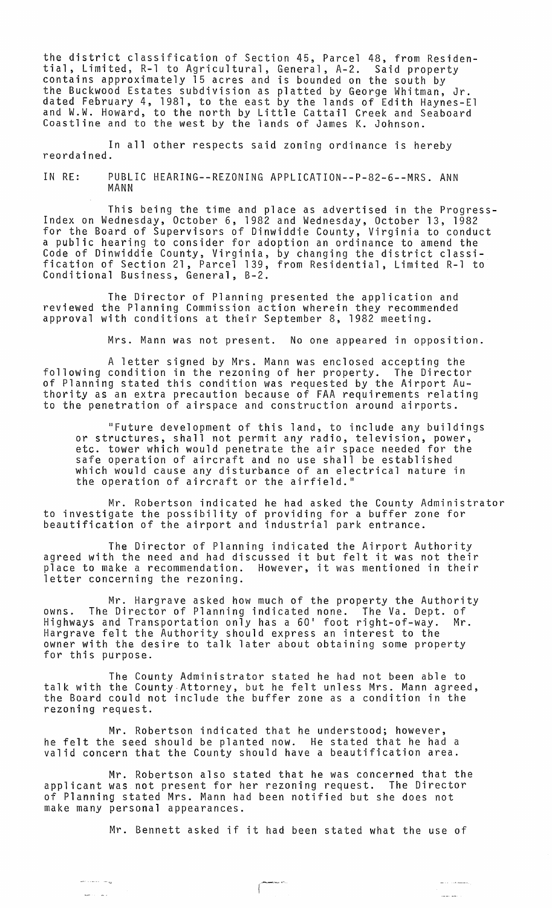the district classification of Section 45, Parcel 48, from Residential, Limited, R-1 to Agricultural, General, A-2. Said property contains approximately 15 acres and is bounded on the south by the Buckwood Estates subdivision as platted by George Whitman, Jr. dated February 4, 1981, to the east by the lands of Edith Haynes-El and W.W. Howard, to the north by Little Cattail Creek and Seaboard Coastline and to the west by the lands of James K. Johnson.

In all other respects said zoning ordinance is hereby reordained.

IN RE: PUBLIC HEARING--REZONING APPLICATION--P-82-6--MRS. ANN MANN

This being the time and place as advertised in the Progress-Index on Wednesday, October 6, 1982 and Wednesday, October 13, 1982 for the Board of Supervisors of Dinwiddie County, Virginia to conduct a public hearing to consider for adoption an ordinance to amend the Code of Dinwiddie County, Virginia, by changing the district classification of Section 21, Parcel 139, from Residential, Limited R-1 to Conditional Business, General, B-2.

The Director of Planning presented the application and reviewed the Planning Commission action wherein they recommended approval with conditions at their September 8, 1982 meeting.

Mrs. Mann was not present. No one appeared in opposition.

A letter signed by Mrs. Mann was enclosed accepting the following condition in the rezoning of her property. The Director of Planning stated this condition was requested by the Airport Authority as an extra precaution because of FAA requirements relating to the penetration of airspace and construction around airports.

"Future development of this land, to include any buildings or structures, shall not permit any radio, television, power, etc. tower which would penetrate the air space needed for the safe operation of aircraft and no use shall be established which would cause any disturbance of an electrical nature in the operation of aircraft or the airfield."

Mr. Robertson indicated he had asked the County Administrator to investigate the possibility of providing for a buffer zone for beautification of the airport and industrial park entrance.

The Director of Planning indicated the Airport Authority agreed with the need and had discussed it but felt it was not their place to make a recommendation. However, it was mentioned in their letter concerning the rezoning.

Mr. Hargrave asked how much of the property the Authority owns. The Director of Planning indicated none. The Va. Dept. of Highways and Transportation only has a 60' foot right-of-way. Mr. Hargrave felt the Authority should express an interest to the owner with the desire to talk later about obtaining some property for this purpose.

The County Administrator stated he had not been able to talk with the County Attorney, but he felt unless Mrs. Mann agreed, the Board could not include the buffer zone as a condition in the rezoning request.

Mr. Robertson indicated that he understood; however, he felt the seed should be planted now. He stated that he had a valid concern that the County should have a beautification area.

Mr. Robertson also stated that he was concerned that the applicant was not present for her rezoning request. The Director of Planning stated Mrs. Mann had been notified but she does not make many personal appearances.

Mr. Bennett asked if it had been stated what the use of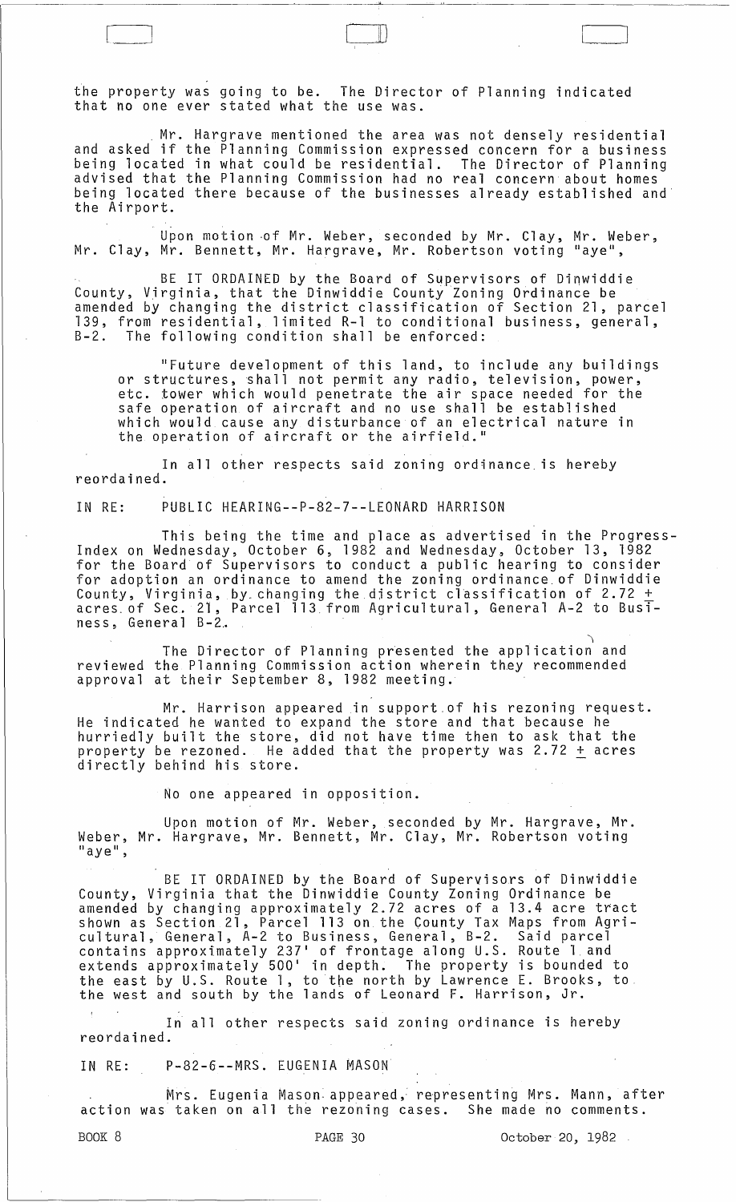the property was going to be. The Director of Planning indicated that no one ever stated what the use was.

Mr. Hargrave mentioned the area was not densely residential and asked if the Planning Commission expressed concern for a business being located in what could be residential. The Director of Planning advised that the Planning Commission had no real concern about homes being located there because of the businesses already established and the Airport.

Upon motion of Mr. Weber, seconded by Mr. Clay, Mr. Weber, Mr. Clay, Mr. Bennett, Mr. Hargrave, Mr. Robertson voting "aye",

BE IT ORDAINED by the Board of Supervisors of Dinwiddie County, Virginia, that the Dinwiddie County Zoning Ordinance be amended by changing the district classification of Section 21, parcel 139, from residential, limited R-1 to conditional business, general, B-2. The following condition shall be enforced:

> "Future development of this land, to include any buildings or structures, shall not permit any radio, television, power, etc. tower which would penetrate the air space needed for the safe operation of aircraft and no use shall be established which would cause any disturbance of an electrical nature in the operation of aircraft or the airfield."

In all other respects said zoning ordinance is hereby reordained.

IN RE: PUBLIC HEARING--P-82-7--LEONARD HARRISON

This being the time and place as advertised in the Progress-Index on Wednesday, October 6, 1982 and Wednesday, October 13, 1982 for the Board of Supervisors to conduct a public hearing to consider for adoption an ordinance to amend the zoning ordinance of Dinwiddie County, Virginia, by changing the district classification of 2.72 ± acres of Sec. 21, Parcel 113 from Agricultural, General A-2 to Business, General B-2.

The Director of Planning presented the application and reviewed the Planning Commission action wherein they recommended approval at their September 8, 1982 meeting.

Mr. Harrison appeared in support of his rezoning request. He indicated he wanted to expand the store and that because he hurriedly built the store, did not have time then to ask that the property be rezoned. He added that the property was 2.72 ± acres directly behind his store.

No one appeared in opposition.

Upon motion of Mr. Weber, seconded by Mr. Hargrave, Mr. Weber, Mr. Hargrave, Mr. Bennett, Mr. Clay, Mr. Robertson voting "aye",

BE IT ORDAINED by the Board of Supervisors of Dinwiddie County, Virginia that the Dinwiddie County Zoning Ordinance be amended by changing approximately 2.72 acres of a 13.4 acre tract shown as Section 21, Parcel 113 on the County Tax Maps from Agricultural, General, A-2 to Business, General, B-2. Said parcel contains approximately 237' of frontage along U.S. Route 1 and extends approximately 500' in depth. The property is bounded to the east by U.S. Route 1, to the north by Lawrence E. Brooks, to the west and south by the lands of Leonard F. Harrison, Jr.

In all other respects said zoning ordinance is hereby reordained.

IN RE: P-82-6--MRS. EUGENIA MASON

Mrs. Eugenia Mason appeared, representing Mrs. Mann, after action was taken on all the rezoning cases. She made no comments.

BOOK 8 PAGE 30 October 20, 1982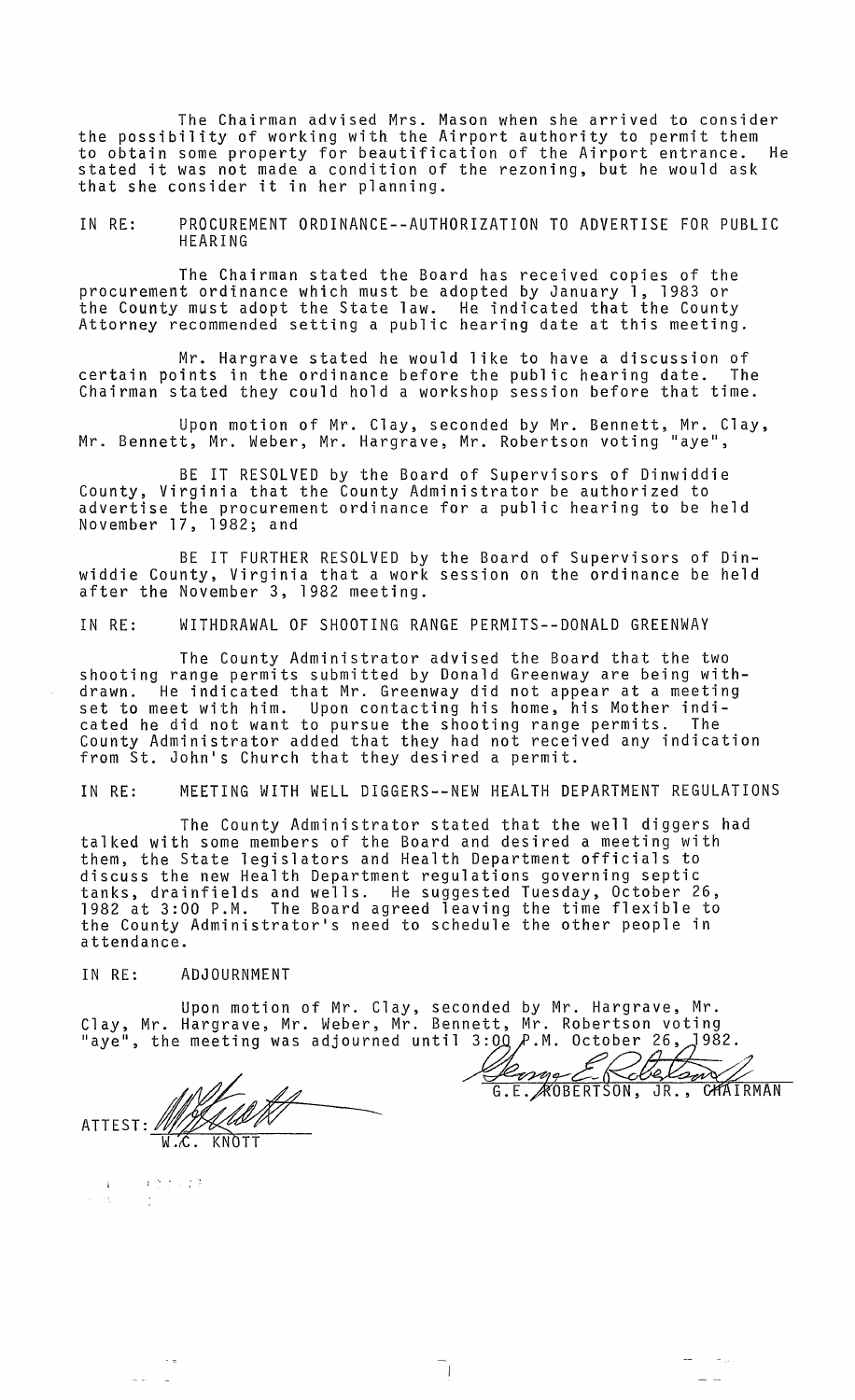The Chairman advised Mrs. Mason when she arrived to consider the possibility of working with the Airport authority to permit them to obtain some property for beautification of the Airport entrance. He stated it was not made a condition of the rezoning, but he would ask that she consider it in her planning.

IN RE: PROCUREMENT ORDINANCE--AUTHORIZATION TO ADVERTISE FOR PUBLIC HEARING

The Chairman stated the Board has received copies of the procurement ordinance which must be adopted by January 1, 1983 or the County must adopt the State law. He indicated that the County Attorney recommended setting a public hearing date at this meeting.

Mr. Hargrave stated he would like to have a discussion of certain points in the ordinance before the public hearing date. The Chairman stated they could hold a workshop session before that time.

Upon motion of Mr. Clay, seconded by Mr. Bennett, Mr. Clay, Mr. Bennett, Mr. Weber, Mr. Hargrave, Mr. Robertson voting "aye",

BE IT RESOLVED by the Board of Supervisors of Dinwiddie County, Virginia that the County Administrator be authorized to advertise the procurement ordinance for a public hearing to be held November 17, 1982; and

BE IT FURTHER RESOLVED by the Board of Supervisors of Dinwiddie County, Virginia that a work session on the ordinance be held after the November 3, 1982 meeting.

IN RE: WITHDRAWAL OF SHOOTING RANGE PERMITS--DONALD GREENWAY

The County Administrator advised the Board that the two shooting range permits submitted by Donald Greenway are being withdrawn. He indicated that Mr. Greenway did not appear at a meeting set to meet with him. Upon contacting his home, his Mother indicated he did not want to pursue the shooting range permits. The County Administrator added that they had not received any indication from St. John's Church that they desired a permit.

IN RE: MEETING WITH WELL DIGGERS--NEW HEALTH DEPARTMENT REGULATIONS

The County Administrator stated that the well diggers had talked with some members of the Board and desired a meeting with them, the State legislators and Health Department officials to discuss the new Health Department regulations governing septic tanks, drainfields and wells. He suggested Tuesday, October 26, 1982 at 3:00 P.M. The Board agreed leaving the time flexible to the County Administrator's need to schedule the other people in attendance.

IN RE: ADJOURNMENT

Upon motion of Mr. Clay, seconded by Mr. Hargrave, Mr. Clay, Mr. Hargrave, Mr. Weber, Mr. Bennett, Mr. Robertson voting "aye", the meeting was adjourned until 3:00 P.M. October 26, 1982.

G.E. ROBERTSON, JR., CHAIRMAN

ATTEST: W.C. KNOTT